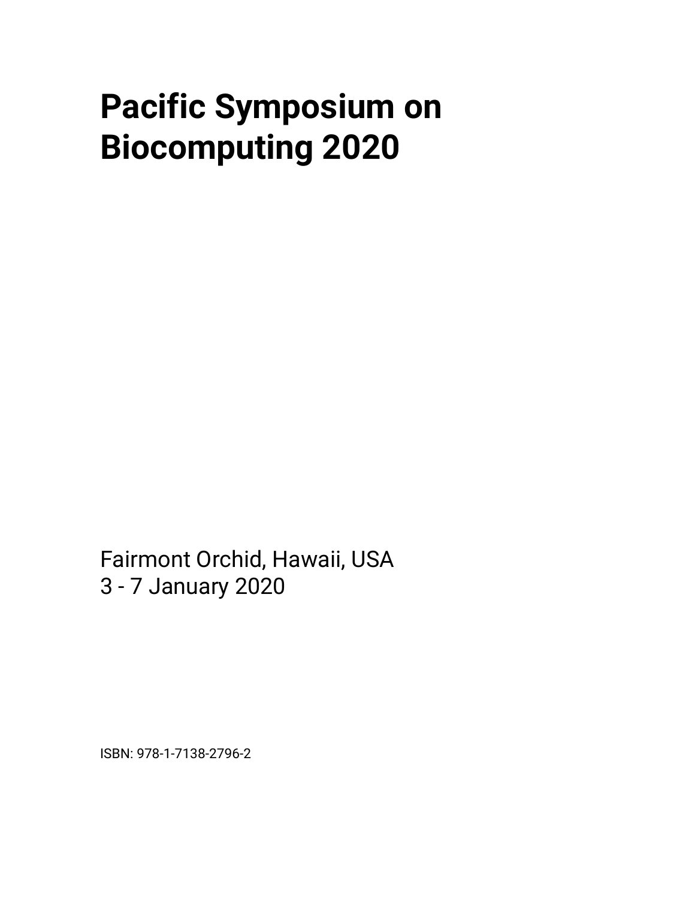# Pacific Symposium on Biocomputing 2020

Fairmont Orchid, Hawaii, USA
3 - 7 January 2020

ISBN: 978-1-7138-2796-2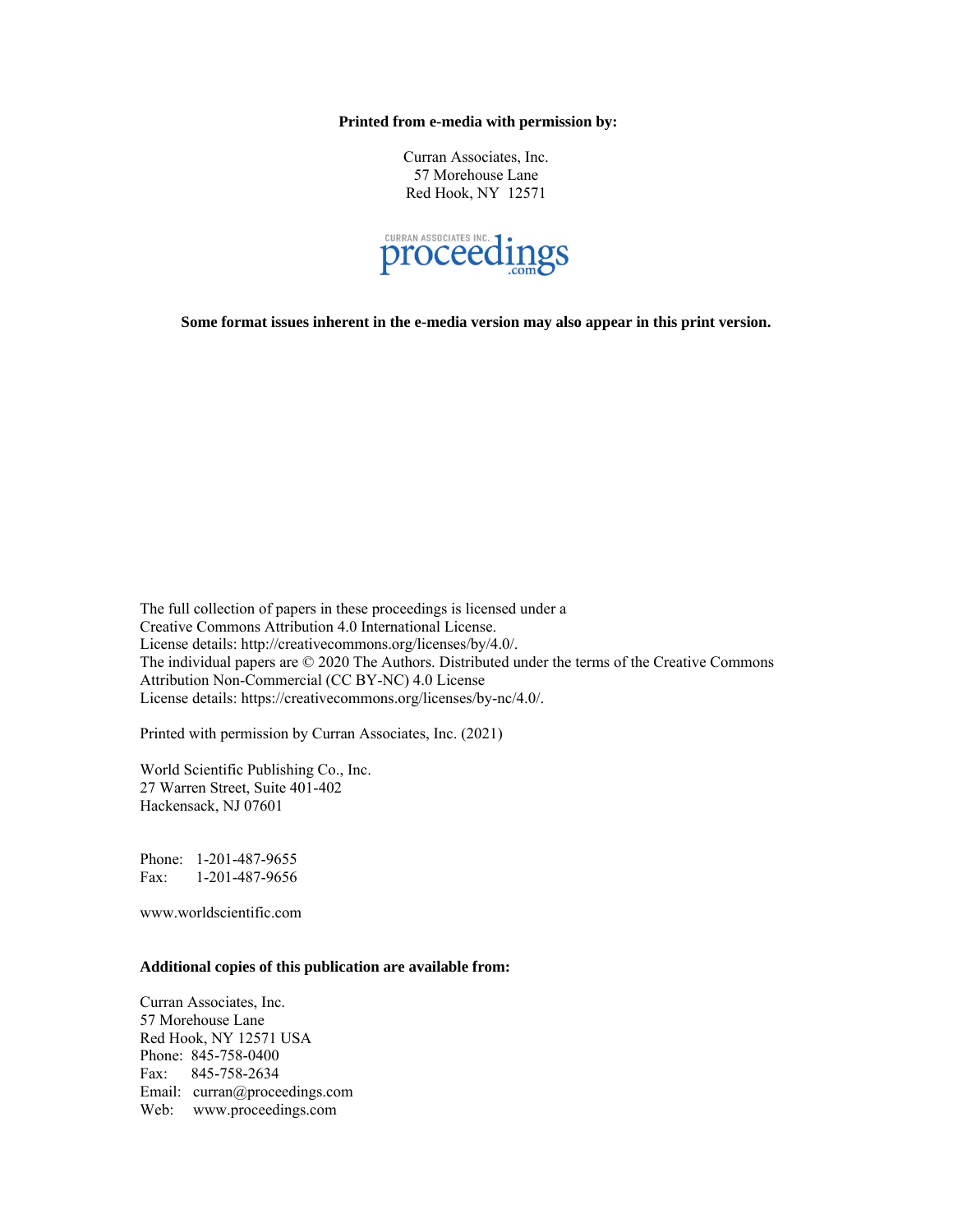**Printed from e-media with permission by:**

Curran Associates, Inc.
57 Morehouse Lane
Red Hook, NY 12571

CURRAN ASSOCIATES INC. proceedings .com

**Some format issues inherent in the e-media version may also appear in this print version.**

The full collection of papers in these proceedings is licensed under a
Creative Commons Attribution 4.0 International License.
License details: http://creativecommons.org/licenses/by/4.0/.
The individual papers are © 2020 The Authors. Distributed under the terms of the Creative Commons
Attribution Non-Commercial (CC BY-NC) 4.0 License
License details: https://creativecommons.org/licenses/by-nc/4.0/.

Printed with permission by Curran Associates, Inc. (2021)

World Scientific Publishing Co., Inc.
27 Warren Street, Suite 401-402
Hackensack, NJ 07601

Phone: 1-201-487-9655
Fax: 1-201-487-9656

www.worldscientific.com

**Additional copies of this publication are available from:**

Curran Associates, Inc.
57 Morehouse Lane
Red Hook, NY 12571 USA
Phone: 845-758-0400
Fax: 845-758-2634
Email: curran@proceedings.com
Web: www.proceedings.com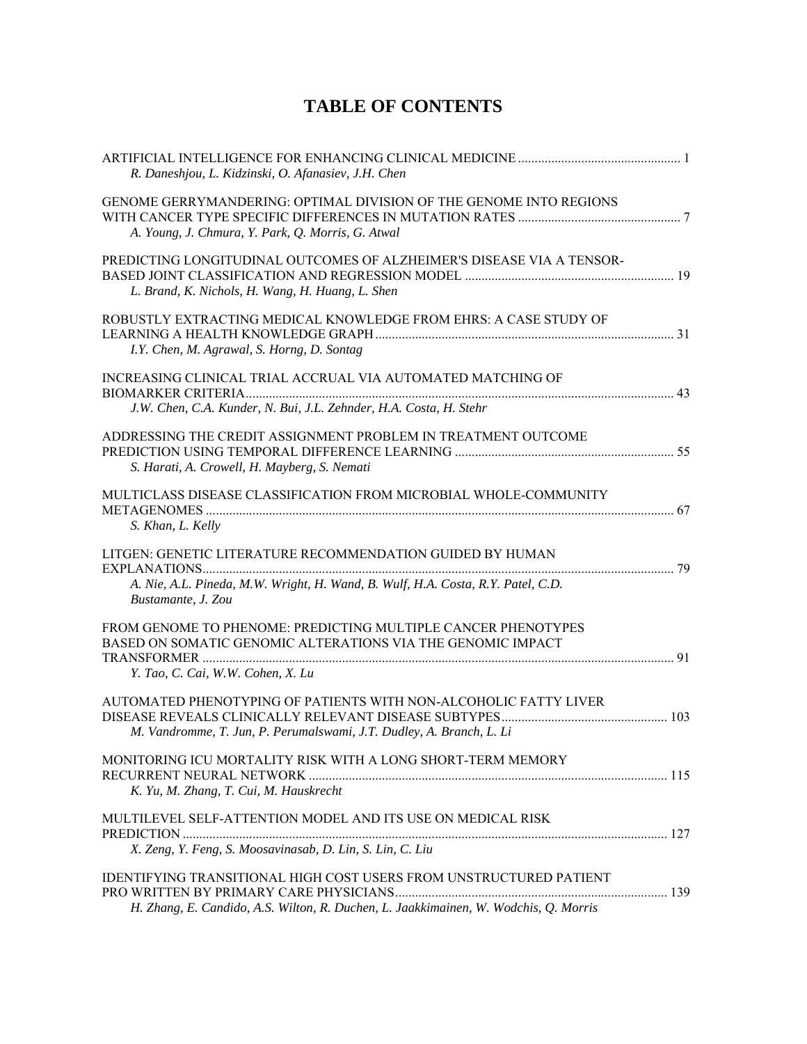# TABLE OF CONTENTS

ARTIFICIAL INTELLIGENCE FOR ENHANCING CLINICAL MEDICINE ... 1
*R. Daneshjou, L. Kidzinski, O. Afanasiev, J.H. Chen*

GENOME GERRYMANDERING: OPTIMAL DIVISION OF THE GENOME INTO REGIONS WITH CANCER TYPE SPECIFIC DIFFERENCES IN MUTATION RATES ... 7
*A. Young, J. Chmura, Y. Park, Q. Morris, G. Atwal*

PREDICTING LONGITUDINAL OUTCOMES OF ALZHEIMER'S DISEASE VIA A TENSOR-BASED JOINT CLASSIFICATION AND REGRESSION MODEL ... 19
*L. Brand, K. Nichols, H. Wang, H. Huang, L. Shen*

ROBUSTLY EXTRACTING MEDICAL KNOWLEDGE FROM EHRS: A CASE STUDY OF LEARNING A HEALTH KNOWLEDGE GRAPH ... 31
*I.Y. Chen, M. Agrawal, S. Horng, D. Sontag*

INCREASING CLINICAL TRIAL ACCRUAL VIA AUTOMATED MATCHING OF BIOMARKER CRITERIA ... 43
*J.W. Chen, C.A. Kunder, N. Bui, J.L. Zehnder, H.A. Costa, H. Stehr*

ADDRESSING THE CREDIT ASSIGNMENT PROBLEM IN TREATMENT OUTCOME PREDICTION USING TEMPORAL DIFFERENCE LEARNING ... 55
*S. Harati, A. Crowell, H. Mayberg, S. Nemati*

MULTICLASS DISEASE CLASSIFICATION FROM MICROBIAL WHOLE-COMMUNITY METAGENOMES ... 67
*S. Khan, L. Kelly*

LITGEN: GENETIC LITERATURE RECOMMENDATION GUIDED BY HUMAN EXPLANATIONS ... 79
*A. Nie, A.L. Pineda, M.W. Wright, H. Wand, B. Wulf, H.A. Costa, R.Y. Patel, C.D. Bustamante, J. Zou*

FROM GENOME TO PHENOME: PREDICTING MULTIPLE CANCER PHENOTYPES BASED ON SOMATIC GENOMIC ALTERATIONS VIA THE GENOMIC IMPACT TRANSFORMER ... 91
*Y. Tao, C. Cai, W.W. Cohen, X. Lu*

AUTOMATED PHENOTYPING OF PATIENTS WITH NON-ALCOHOLIC FATTY LIVER DISEASE REVEALS CLINICALLY RELEVANT DISEASE SUBTYPES ... 103
*M. Vandromme, T. Jun, P. Perumalswami, J.T. Dudley, A. Branch, L. Li*

MONITORING ICU MORTALITY RISK WITH A LONG SHORT-TERM MEMORY RECURRENT NEURAL NETWORK ... 115
*K. Yu, M. Zhang, T. Cui, M. Hauskrecht*

MULTILEVEL SELF-ATTENTION MODEL AND ITS USE ON MEDICAL RISK PREDICTION ... 127
*X. Zeng, Y. Feng, S. Moosavinasab, D. Lin, S. Lin, C. Liu*

IDENTIFYING TRANSITIONAL HIGH COST USERS FROM UNSTRUCTURED PATIENT PRO WRITTEN BY PRIMARY CARE PHYSICIANS ... 139
*H. Zhang, E. Candido, A.S. Wilton, R. Duchen, L. Jaakkimainen, W. Wodchis, Q. Morris*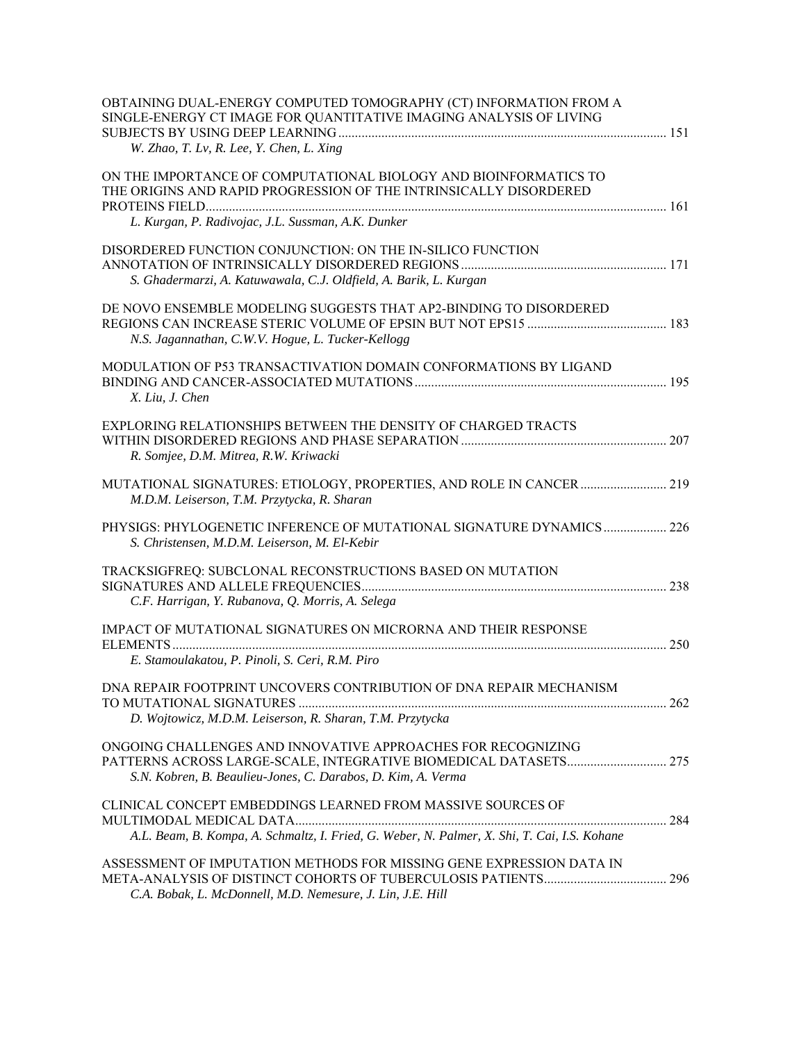OBTAINING DUAL-ENERGY COMPUTED TOMOGRAPHY (CT) INFORMATION FROM A SINGLE-ENERGY CT IMAGE FOR QUANTITATIVE IMAGING ANALYSIS OF LIVING SUBJECTS BY USING DEEP LEARNING .......... 151
*W. Zhao, T. Lv, R. Lee, Y. Chen, L. Xing*

ON THE IMPORTANCE OF COMPUTATIONAL BIOLOGY AND BIOINFORMATICS TO THE ORIGINS AND RAPID PROGRESSION OF THE INTRINSICALLY DISORDERED PROTEINS FIELD .......... 161
*L. Kurgan, P. Radivojac, J.L. Sussman, A.K. Dunker*

DISORDERED FUNCTION CONJUNCTION: ON THE IN-SILICO FUNCTION ANNOTATION OF INTRINSICALLY DISORDERED REGIONS .......... 171
*S. Ghadermarzi, A. Katuwawala, C.J. Oldfield, A. Barik, L. Kurgan*

DE NOVO ENSEMBLE MODELING SUGGESTS THAT AP2-BINDING TO DISORDERED REGIONS CAN INCREASE STERIC VOLUME OF EPSIN BUT NOT EPS15 .......... 183
*N.S. Jagannathan, C.W.V. Hogue, L. Tucker-Kellogg*

MODULATION OF P53 TRANSACTIVATION DOMAIN CONFORMATIONS BY LIGAND BINDING AND CANCER-ASSOCIATED MUTATIONS .......... 195
*X. Liu, J. Chen*

EXPLORING RELATIONSHIPS BETWEEN THE DENSITY OF CHARGED TRACTS WITHIN DISORDERED REGIONS AND PHASE SEPARATION .......... 207
*R. Somjee, D.M. Mitrea, R.W. Kriwacki*

MUTATIONAL SIGNATURES: ETIOLOGY, PROPERTIES, AND ROLE IN CANCER .......... 219
*M.D.M. Leiserson, T.M. Przytycka, R. Sharan*

PHYSIGS: PHYLOGENETIC INFERENCE OF MUTATIONAL SIGNATURE DYNAMICS .......... 226
*S. Christensen, M.D.M. Leiserson, M. El-Kebir*

TRACKSIGFREQ: SUBCLONAL RECONSTRUCTIONS BASED ON MUTATION SIGNATURES AND ALLELE FREQUENCIES .......... 238
*C.F. Harrigan, Y. Rubanova, Q. Morris, A. Selega*

IMPACT OF MUTATIONAL SIGNATURES ON MICRORNA AND THEIR RESPONSE ELEMENTS .......... 250
*E. Stamoulakatou, P. Pinoli, S. Ceri, R.M. Piro*

DNA REPAIR FOOTPRINT UNCOVERS CONTRIBUTION OF DNA REPAIR MECHANISM TO MUTATIONAL SIGNATURES .......... 262
*D. Wojtowicz, M.D.M. Leiserson, R. Sharan, T.M. Przytycka*

ONGOING CHALLENGES AND INNOVATIVE APPROACHES FOR RECOGNIZING PATTERNS ACROSS LARGE-SCALE, INTEGRATIVE BIOMEDICAL DATASETS .......... 275
*S.N. Kobren, B. Beaulieu-Jones, C. Darabos, D. Kim, A. Verma*

CLINICAL CONCEPT EMBEDDINGS LEARNED FROM MASSIVE SOURCES OF MULTIMODAL MEDICAL DATA .......... 284
*A.L. Beam, B. Kompa, A. Schmaltz, I. Fried, G. Weber, N. Palmer, X. Shi, T. Cai, I.S. Kohane*

ASSESSMENT OF IMPUTATION METHODS FOR MISSING GENE EXPRESSION DATA IN META-ANALYSIS OF DISTINCT COHORTS OF TUBERCULOSIS PATIENTS .......... 296
*C.A. Bobak, L. McDonnell, M.D. Nemesure, J. Lin, J.E. Hill*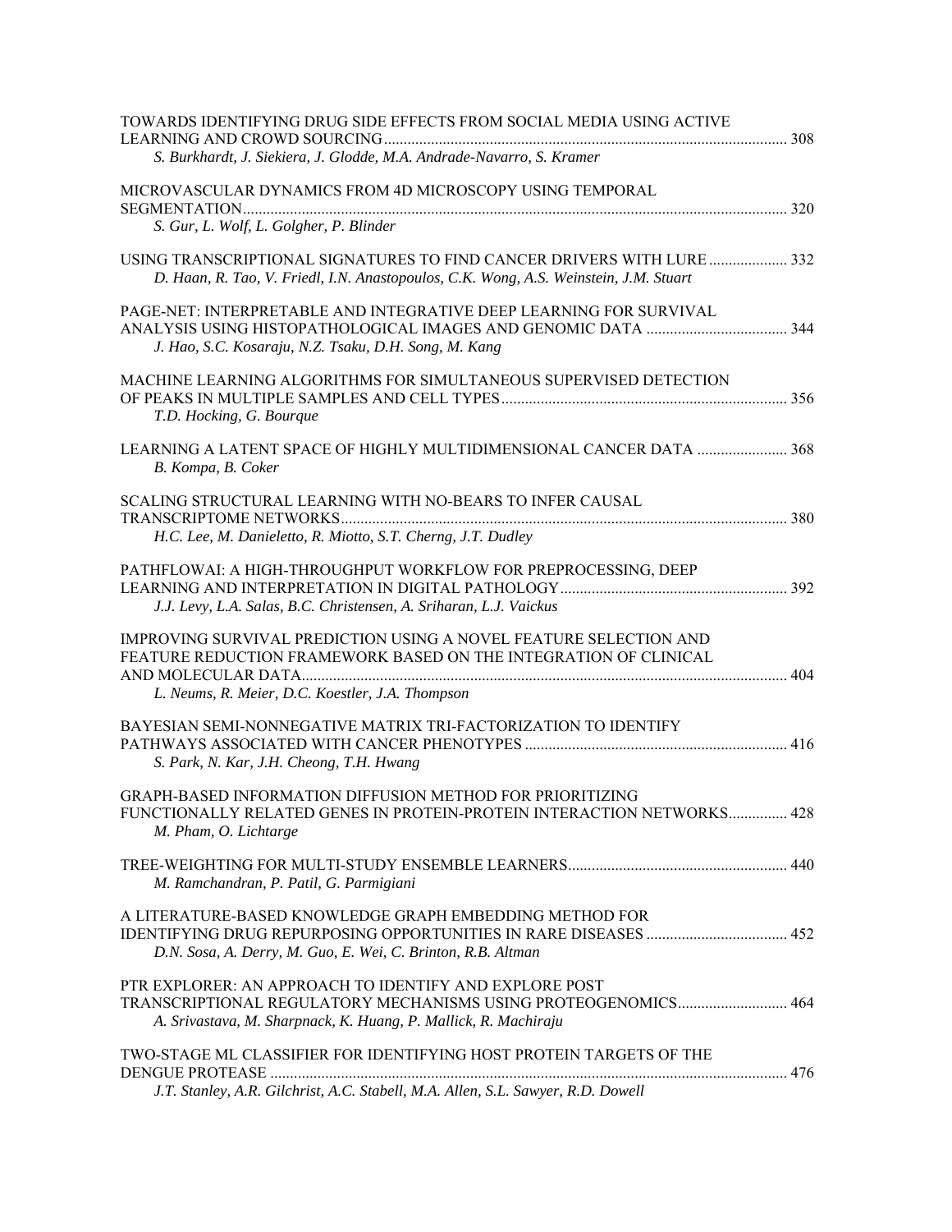TOWARDS IDENTIFYING DRUG SIDE EFFECTS FROM SOCIAL MEDIA USING ACTIVE LEARNING AND CROWD SOURCING ...... 308
*S. Burkhardt, J. Siekiera, J. Glodde, M.A. Andrade-Navarro, S. Kramer*

MICROVASCULAR DYNAMICS FROM 4D MICROSCOPY USING TEMPORAL SEGMENTATION ...... 320
*S. Gur, L. Wolf, L. Golgher, P. Blinder*

USING TRANSCRIPTIONAL SIGNATURES TO FIND CANCER DRIVERS WITH LURE ...... 332
*D. Haan, R. Tao, V. Friedl, I.N. Anastopoulos, C.K. Wong, A.S. Weinstein, J.M. Stuart*

PAGE-NET: INTERPRETABLE AND INTEGRATIVE DEEP LEARNING FOR SURVIVAL ANALYSIS USING HISTOPATHOLOGICAL IMAGES AND GENOMIC DATA ...... 344
*J. Hao, S.C. Kosaraju, N.Z. Tsaku, D.H. Song, M. Kang*

MACHINE LEARNING ALGORITHMS FOR SIMULTANEOUS SUPERVISED DETECTION OF PEAKS IN MULTIPLE SAMPLES AND CELL TYPES ...... 356
*T.D. Hocking, G. Bourque*

LEARNING A LATENT SPACE OF HIGHLY MULTIDIMENSIONAL CANCER DATA ...... 368
*B. Kompa, B. Coker*

SCALING STRUCTURAL LEARNING WITH NO-BEARS TO INFER CAUSAL TRANSCRIPTOME NETWORKS ...... 380
*H.C. Lee, M. Danieletto, R. Miotto, S.T. Cherng, J.T. Dudley*

PATHFLOWAI: A HIGH-THROUGHPUT WORKFLOW FOR PREPROCESSING, DEEP LEARNING AND INTERPRETATION IN DIGITAL PATHOLOGY ...... 392
*J.J. Levy, L.A. Salas, B.C. Christensen, A. Sriharan, L.J. Vaickus*

IMPROVING SURVIVAL PREDICTION USING A NOVEL FEATURE SELECTION AND FEATURE REDUCTION FRAMEWORK BASED ON THE INTEGRATION OF CLINICAL AND MOLECULAR DATA ...... 404
*L. Neums, R. Meier, D.C. Koestler, J.A. Thompson*

BAYESIAN SEMI-NONNEGATIVE MATRIX TRI-FACTORIZATION TO IDENTIFY PATHWAYS ASSOCIATED WITH CANCER PHENOTYPES ...... 416
*S. Park, N. Kar, J.H. Cheong, T.H. Hwang*

GRAPH-BASED INFORMATION DIFFUSION METHOD FOR PRIORITIZING FUNCTIONALLY RELATED GENES IN PROTEIN-PROTEIN INTERACTION NETWORKS...... 428
*M. Pham, O. Lichtarge*

TREE-WEIGHTING FOR MULTI-STUDY ENSEMBLE LEARNERS...... 440
*M. Ramchandran, P. Patil, G. Parmigiani*

A LITERATURE-BASED KNOWLEDGE GRAPH EMBEDDING METHOD FOR IDENTIFYING DRUG REPURPOSING OPPORTUNITIES IN RARE DISEASES ...... 452
*D.N. Sosa, A. Derry, M. Guo, E. Wei, C. Brinton, R.B. Altman*

PTR EXPLORER: AN APPROACH TO IDENTIFY AND EXPLORE POST TRANSCRIPTIONAL REGULATORY MECHANISMS USING PROTEOGENOMICS...... 464
*A. Srivastava, M. Sharpnack, K. Huang, P. Mallick, R. Machiraju*

TWO-STAGE ML CLASSIFIER FOR IDENTIFYING HOST PROTEIN TARGETS OF THE DENGUE PROTEASE ...... 476
*J.T. Stanley, A.R. Gilchrist, A.C. Stabell, M.A. Allen, S.L. Sawyer, R.D. Dowell*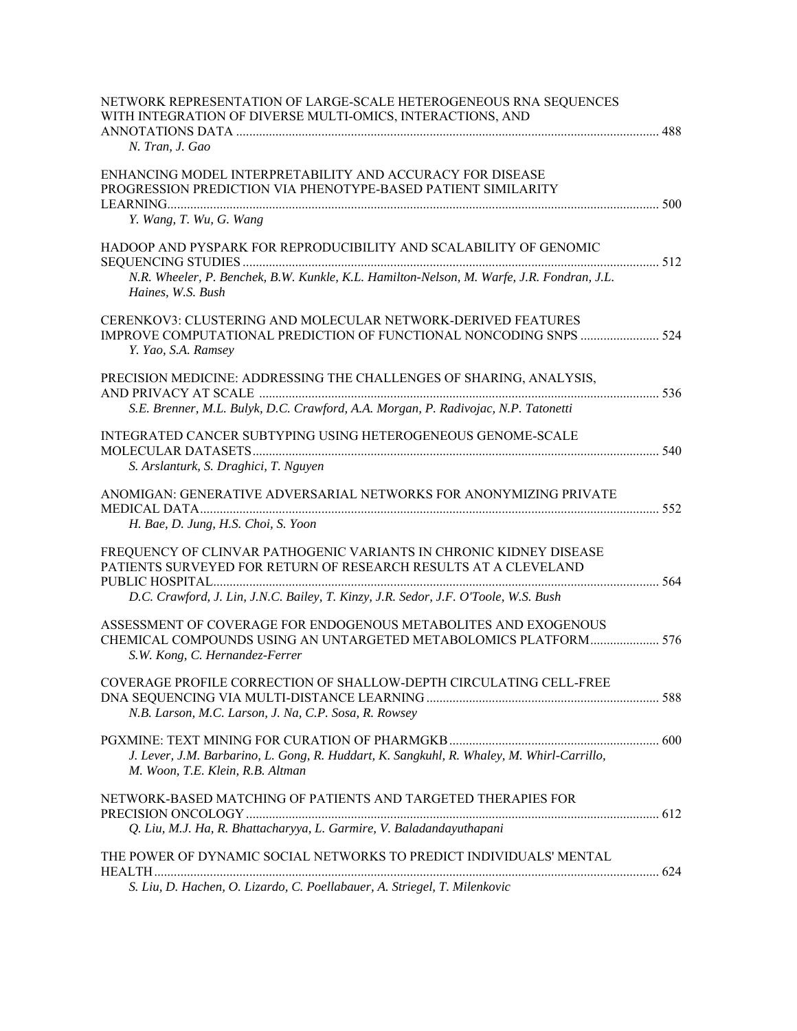NETWORK REPRESENTATION OF LARGE-SCALE HETEROGENEOUS RNA SEQUENCES WITH INTEGRATION OF DIVERSE MULTI-OMICS, INTERACTIONS, AND ANNOTATIONS DATA ..... 488
*N. Tran, J. Gao*

ENHANCING MODEL INTERPRETABILITY AND ACCURACY FOR DISEASE PROGRESSION PREDICTION VIA PHENOTYPE-BASED PATIENT SIMILARITY LEARNING..... 500
*Y. Wang, T. Wu, G. Wang*

HADOOP AND PYSPARK FOR REPRODUCIBILITY AND SCALABILITY OF GENOMIC SEQUENCING STUDIES ..... 512
*N.R. Wheeler, P. Benchek, B.W. Kunkle, K.L. Hamilton-Nelson, M. Warfe, J.R. Fondran, J.L. Haines, W.S. Bush*

CERENKOV3: CLUSTERING AND MOLECULAR NETWORK-DERIVED FEATURES IMPROVE COMPUTATIONAL PREDICTION OF FUNCTIONAL NONCODING SNPS ..... 524
*Y. Yao, S.A. Ramsey*

PRECISION MEDICINE: ADDRESSING THE CHALLENGES OF SHARING, ANALYSIS, AND PRIVACY AT SCALE ..... 536
*S.E. Brenner, M.L. Bulyk, D.C. Crawford, A.A. Morgan, P. Radivojac, N.P. Tatonetti*

INTEGRATED CANCER SUBTYPING USING HETEROGENEOUS GENOME-SCALE MOLECULAR DATASETS..... 540
*S. Arslanturk, S. Draghici, T. Nguyen*

ANOMIGAN: GENERATIVE ADVERSARIAL NETWORKS FOR ANONYMIZING PRIVATE MEDICAL DATA..... 552
*H. Bae, D. Jung, H.S. Choi, S. Yoon*

FREQUENCY OF CLINVAR PATHOGENIC VARIANTS IN CHRONIC KIDNEY DISEASE PATIENTS SURVEYED FOR RETURN OF RESEARCH RESULTS AT A CLEVELAND PUBLIC HOSPITAL..... 564
*D.C. Crawford, J. Lin, J.N.C. Bailey, T. Kinzy, J.R. Sedor, J.F. O'Toole, W.S. Bush*

ASSESSMENT OF COVERAGE FOR ENDOGENOUS METABOLITES AND EXOGENOUS CHEMICAL COMPOUNDS USING AN UNTARGETED METABOLOMICS PLATFORM..... 576
*S.W. Kong, C. Hernandez-Ferrer*

COVERAGE PROFILE CORRECTION OF SHALLOW-DEPTH CIRCULATING CELL-FREE DNA SEQUENCING VIA MULTI-DISTANCE LEARNING..... 588
*N.B. Larson, M.C. Larson, J. Na, C.P. Sosa, R. Rowsey*

PGXMINE: TEXT MINING FOR CURATION OF PHARMGKB..... 600
*J. Lever, J.M. Barbarino, L. Gong, R. Huddart, K. Sangkuhl, R. Whaley, M. Whirl-Carrillo, M. Woon, T.E. Klein, R.B. Altman*

NETWORK-BASED MATCHING OF PATIENTS AND TARGETED THERAPIES FOR PRECISION ONCOLOGY..... 612
*Q. Liu, M.J. Ha, R. Bhattacharyya, L. Garmire, V. Baladandayuthapani*

THE POWER OF DYNAMIC SOCIAL NETWORKS TO PREDICT INDIVIDUALS' MENTAL HEALTH..... 624
*S. Liu, D. Hachen, O. Lizardo, C. Poellabauer, A. Striegel, T. Milenkovic*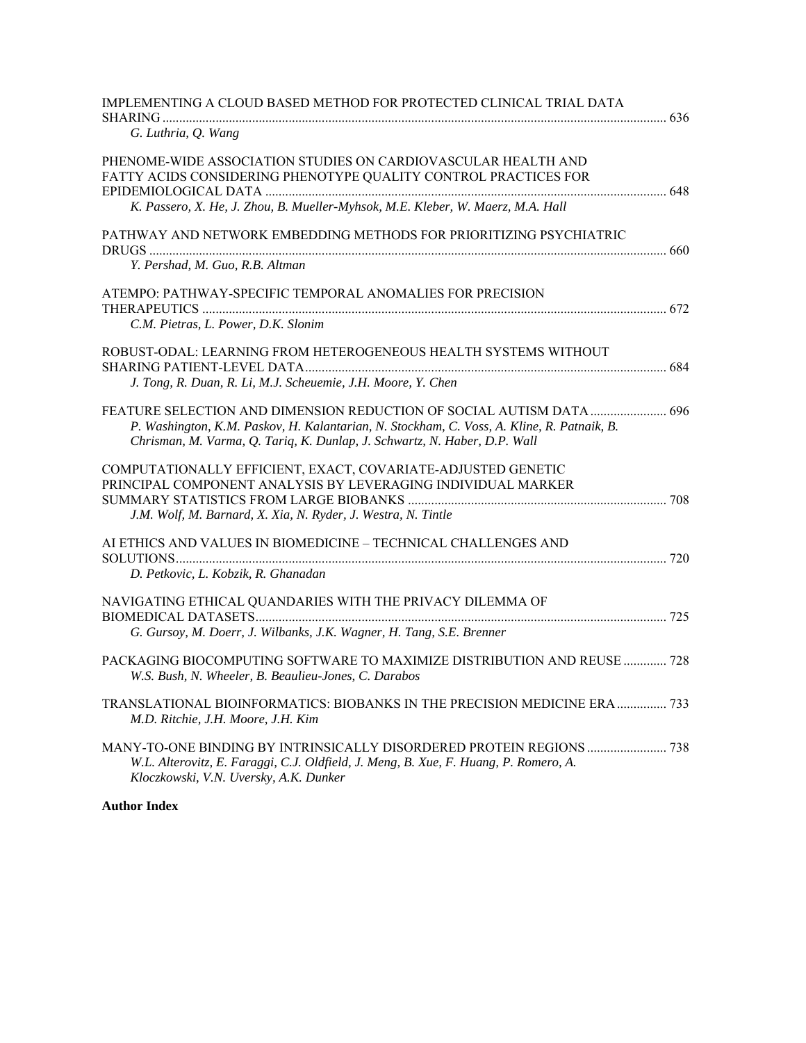IMPLEMENTING A CLOUD BASED METHOD FOR PROTECTED CLINICAL TRIAL DATA SHARING ........................................................................................................................................ 636
*G. Luthria, Q. Wang*

PHENOME-WIDE ASSOCIATION STUDIES ON CARDIOVASCULAR HEALTH AND FATTY ACIDS CONSIDERING PHENOTYPE QUALITY CONTROL PRACTICES FOR EPIDEMIOLOGICAL DATA ........................................................................................................ 648
*K. Passero, X. He, J. Zhou, B. Mueller-Myhsok, M.E. Kleber, W. Maerz, M.A. Hall*

PATHWAY AND NETWORK EMBEDDING METHODS FOR PRIORITIZING PSYCHIATRIC DRUGS .......................................................................................................................................... 660
*Y. Pershad, M. Guo, R.B. Altman*

ATEMPO: PATHWAY-SPECIFIC TEMPORAL ANOMALIES FOR PRECISION THERAPEUTICS ........................................................................................................................... 672
*C.M. Pietras, L. Power, D.K. Slonim*

ROBUST-ODAL: LEARNING FROM HETEROGENEOUS HEALTH SYSTEMS WITHOUT SHARING PATIENT-LEVEL DATA............................................................................................. 684
*J. Tong, R. Duan, R. Li, M.J. Scheuemie, J.H. Moore, Y. Chen*

FEATURE SELECTION AND DIMENSION REDUCTION OF SOCIAL AUTISM DATA ....................... 696
*P. Washington, K.M. Paskov, H. Kalantarian, N. Stockham, C. Voss, A. Kline, R. Patnaik, B. Chrisman, M. Varma, Q. Tariq, K. Dunlap, J. Schwartz, N. Haber, D.P. Wall*

COMPUTATIONALLY EFFICIENT, EXACT, COVARIATE-ADJUSTED GENETIC PRINCIPAL COMPONENT ANALYSIS BY LEVERAGING INDIVIDUAL MARKER SUMMARY STATISTICS FROM LARGE BIOBANKS ............................................................................. 708
*J.M. Wolf, M. Barnard, X. Xia, N. Ryder, J. Westra, N. Tintle*

AI ETHICS AND VALUES IN BIOMEDICINE – TECHNICAL CHALLENGES AND SOLUTIONS................................................................................................................................................... 720
*D. Petkovic, L. Kobzik, R. Ghanadan*

NAVIGATING ETHICAL QUANDARIES WITH THE PRIVACY DILEMMA OF BIOMEDICAL DATASETS........................................................................................................................... 725
*G. Gursoy, M. Doerr, J. Wilbanks, J.K. Wagner, H. Tang, S.E. Brenner*

PACKAGING BIOCOMPUTING SOFTWARE TO MAXIMIZE DISTRIBUTION AND REUSE ............. 728
*W.S. Bush, N. Wheeler, B. Beaulieu-Jones, C. Darabos*

TRANSLATIONAL BIOINFORMATICS: BIOBANKS IN THE PRECISION MEDICINE ERA ............... 733
*M.D. Ritchie, J.H. Moore, J.H. Kim*

MANY-TO-ONE BINDING BY INTRINSICALLY DISORDERED PROTEIN REGIONS ........................ 738
*W.L. Alterovitz, E. Faraggi, C.J. Oldfield, J. Meng, B. Xue, F. Huang, P. Romero, A. Kloczkowski, V.N. Uversky, A.K. Dunker*

**Author Index**